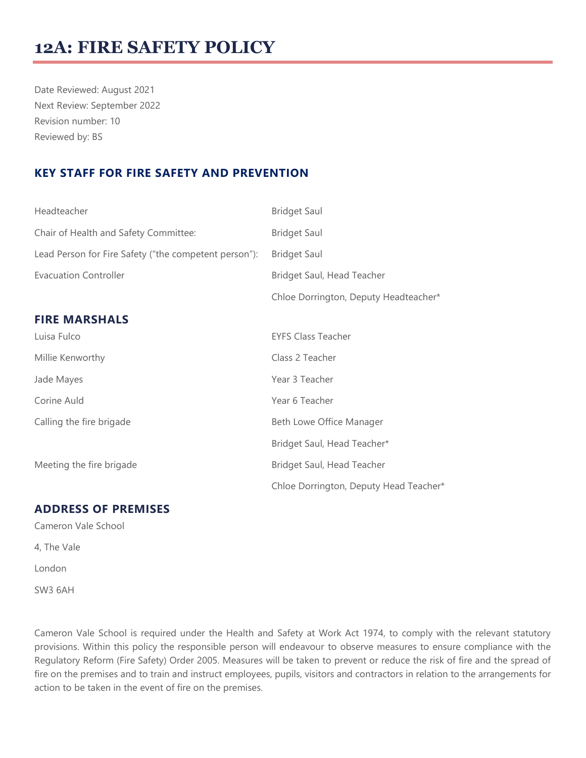# 12A: FIRE SAFETY POLICY

Date Reviewed: August 2021

Next Review: September 2022

Revision number: 10

Reviewed by: BS

## KEY STAFF FOR FIRE SAFETY AND PREVENTION

| | |
|---|---|
| Headteacher | Bridget Saul |
| Chair of Health and Safety Committee: | Bridget Saul |
| Lead Person for Fire Safety ("the competent person"): | Bridget Saul |
| Evacuation Controller | Bridget Saul, Head Teacher |
| | Chloe Dorrington, Deputy Headteacher* |

## FIRE MARSHALS

| | |
|---|---|
| Luisa Fulco | EYFS Class Teacher |
| Millie Kenworthy | Class 2 Teacher |
| Jade Mayes | Year 3 Teacher |
| Corine Auld | Year 6 Teacher |
| Calling the fire brigade | Beth Lowe Office Manager |
| | Bridget Saul, Head Teacher* |
| Meeting the fire brigade | Bridget Saul, Head Teacher |
| | Chloe Dorrington, Deputy Head Teacher* |

## ADDRESS OF PREMISES

Cameron Vale School

4, The Vale

London

SW3 6AH

Cameron Vale School is required under the Health and Safety at Work Act 1974, to comply with the relevant statutory provisions. Within this policy the responsible person will endeavour to observe measures to ensure compliance with the Regulatory Reform (Fire Safety) Order 2005. Measures will be taken to prevent or reduce the risk of fire and the spread of fire on the premises and to train and instruct employees, pupils, visitors and contractors in relation to the arrangements for action to be taken in the event of fire on the premises.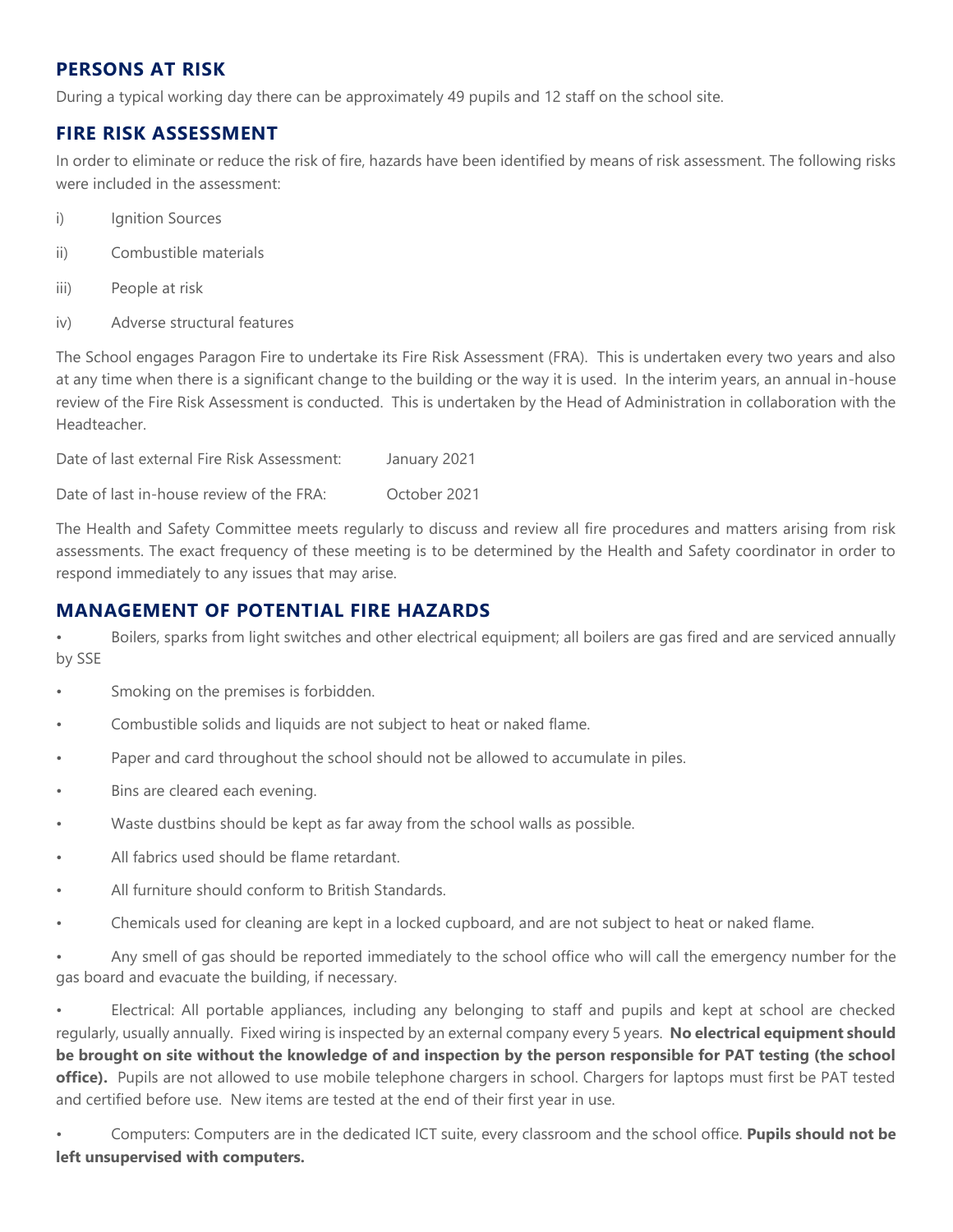## PERSONS AT RISK

During a typical working day there can be approximately 49 pupils and 12 staff on the school site.

## FIRE RISK ASSESSMENT

In order to eliminate or reduce the risk of fire, hazards have been identified by means of risk assessment. The following risks were included in the assessment:

i) Ignition Sources

ii) Combustible materials

iii) People at risk

iv) Adverse structural features

The School engages Paragon Fire to undertake its Fire Risk Assessment (FRA). This is undertaken every two years and also at any time when there is a significant change to the building or the way it is used. In the interim years, an annual in-house review of the Fire Risk Assessment is conducted. This is undertaken by the Head of Administration in collaboration with the Headteacher.

Date of last external Fire Risk Assessment: January 2021

Date of last in-house review of the FRA: October 2021

The Health and Safety Committee meets regularly to discuss and review all fire procedures and matters arising from risk assessments. The exact frequency of these meeting is to be determined by the Health and Safety coordinator in order to respond immediately to any issues that may arise.

## MANAGEMENT OF POTENTIAL FIRE HAZARDS

- Boilers, sparks from light switches and other electrical equipment; all boilers are gas fired and are serviced annually by SSE
- Smoking on the premises is forbidden.
- Combustible solids and liquids are not subject to heat or naked flame.
- Paper and card throughout the school should not be allowed to accumulate in piles.
- Bins are cleared each evening.
- Waste dustbins should be kept as far away from the school walls as possible.
- All fabrics used should be flame retardant.
- All furniture should conform to British Standards.
- Chemicals used for cleaning are kept in a locked cupboard, and are not subject to heat or naked flame.
- Any smell of gas should be reported immediately to the school office who will call the emergency number for the gas board and evacuate the building, if necessary.
- Electrical: All portable appliances, including any belonging to staff and pupils and kept at school are checked regularly, usually annually. Fixed wiring is inspected by an external company every 5 years. **No electrical equipment should be brought on site without the knowledge of and inspection by the person responsible for PAT testing (the school office).** Pupils are not allowed to use mobile telephone chargers in school. Chargers for laptops must first be PAT tested and certified before use. New items are tested at the end of their first year in use.
- Computers: Computers are in the dedicated ICT suite, every classroom and the school office. **Pupils should not be left unsupervised with computers.**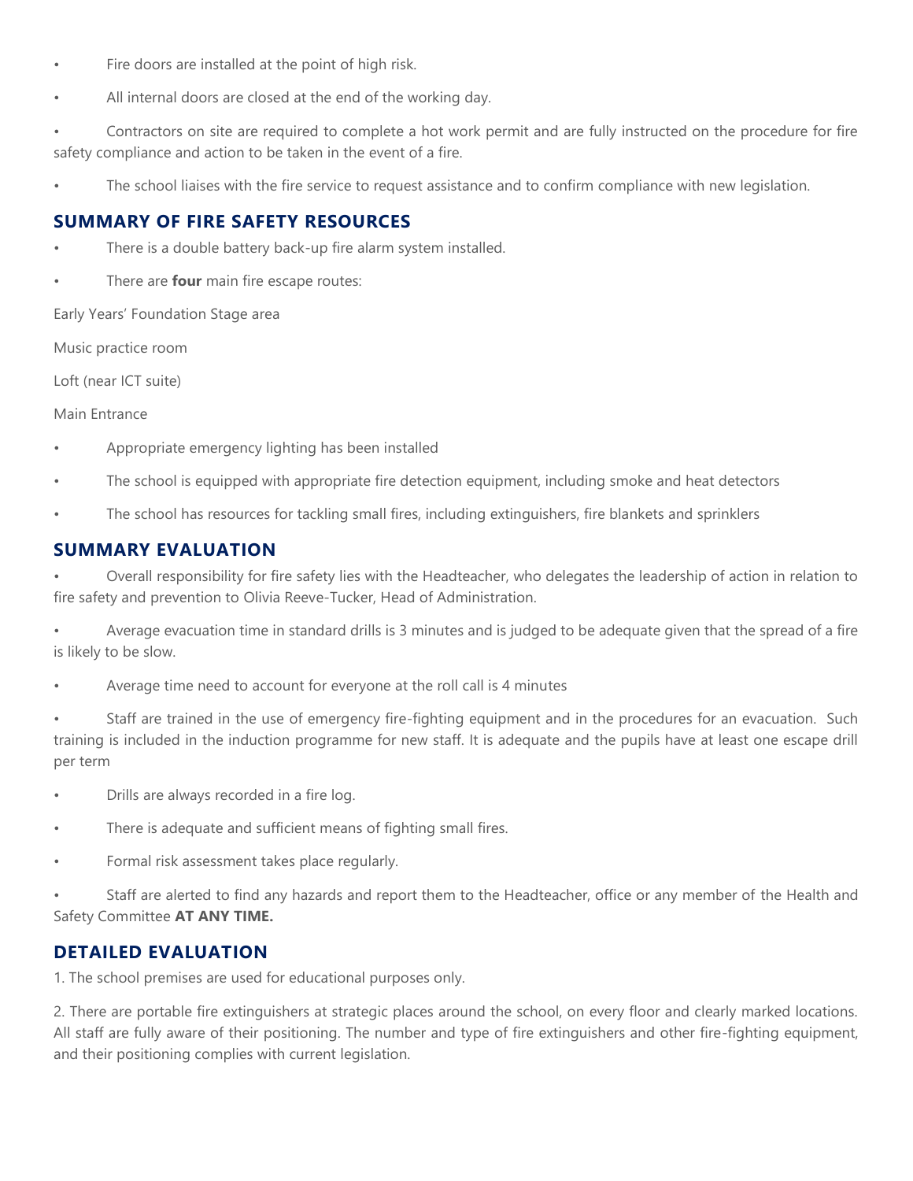- Fire doors are installed at the point of high risk.
- All internal doors are closed at the end of the working day.
- Contractors on site are required to complete a hot work permit and are fully instructed on the procedure for fire safety compliance and action to be taken in the event of a fire.
- The school liaises with the fire service to request assistance and to confirm compliance with new legislation.

## SUMMARY OF FIRE SAFETY RESOURCES

- There is a double battery back-up fire alarm system installed.
- There are **four** main fire escape routes:

Early Years' Foundation Stage area

Music practice room

Loft (near ICT suite)

Main Entrance

- Appropriate emergency lighting has been installed
- The school is equipped with appropriate fire detection equipment, including smoke and heat detectors
- The school has resources for tackling small fires, including extinguishers, fire blankets and sprinklers

## SUMMARY EVALUATION

- Overall responsibility for fire safety lies with the Headteacher, who delegates the leadership of action in relation to fire safety and prevention to Olivia Reeve-Tucker, Head of Administration.
- Average evacuation time in standard drills is 3 minutes and is judged to be adequate given that the spread of a fire is likely to be slow.
- Average time need to account for everyone at the roll call is 4 minutes
- Staff are trained in the use of emergency fire-fighting equipment and in the procedures for an evacuation. Such training is included in the induction programme for new staff. It is adequate and the pupils have at least one escape drill per term
- Drills are always recorded in a fire log.
- There is adequate and sufficient means of fighting small fires.
- Formal risk assessment takes place regularly.
- Staff are alerted to find any hazards and report them to the Headteacher, office or any member of the Health and Safety Committee **AT ANY TIME.**

## DETAILED EVALUATION

1. The school premises are used for educational purposes only.

2. There are portable fire extinguishers at strategic places around the school, on every floor and clearly marked locations. All staff are fully aware of their positioning. The number and type of fire extinguishers and other fire-fighting equipment, and their positioning complies with current legislation.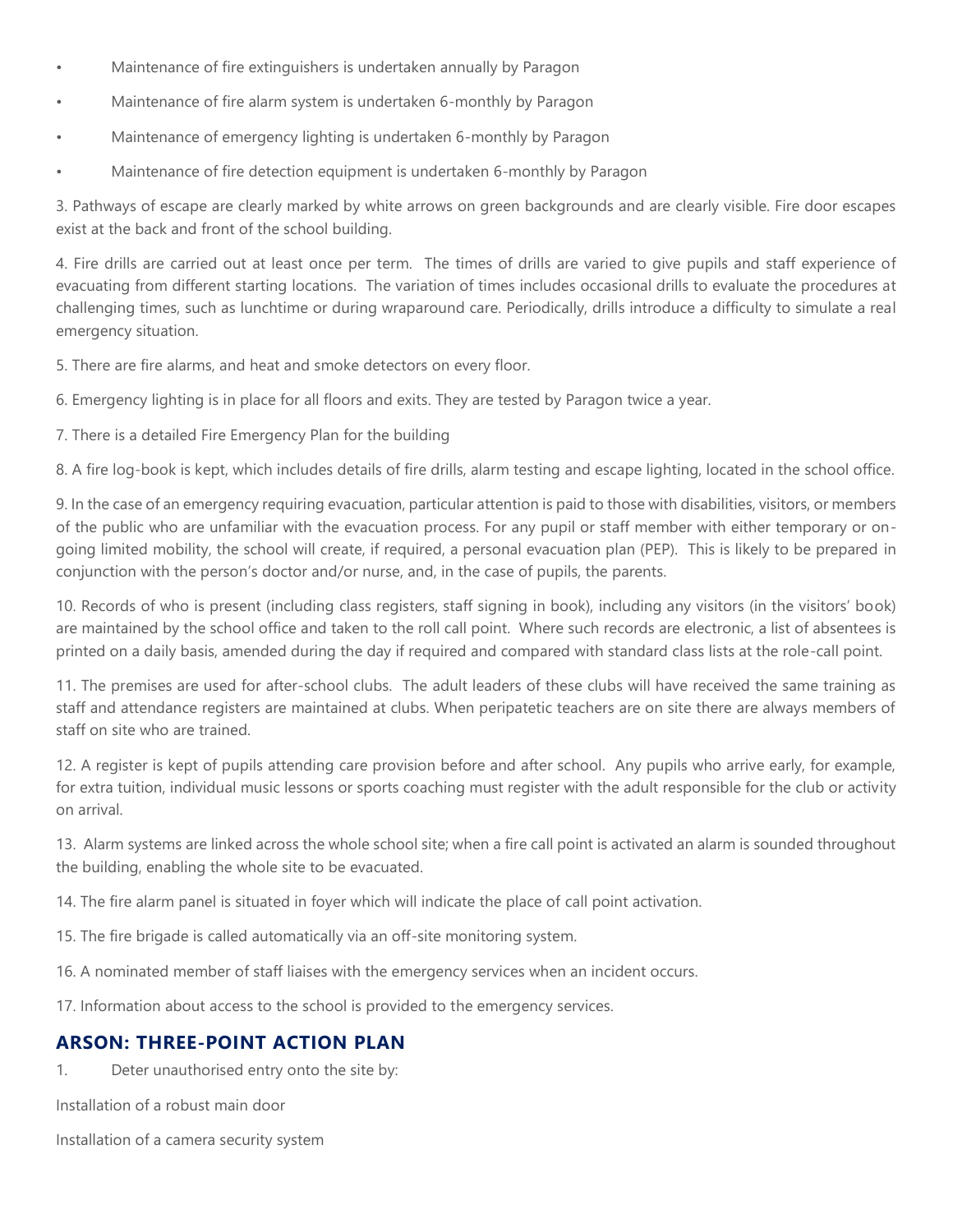- Maintenance of fire extinguishers is undertaken annually by Paragon
- Maintenance of fire alarm system is undertaken 6-monthly by Paragon
- Maintenance of emergency lighting is undertaken 6-monthly by Paragon
- Maintenance of fire detection equipment is undertaken 6-monthly by Paragon

3. Pathways of escape are clearly marked by white arrows on green backgrounds and are clearly visible. Fire door escapes exist at the back and front of the school building.

4. Fire drills are carried out at least once per term. The times of drills are varied to give pupils and staff experience of evacuating from different starting locations. The variation of times includes occasional drills to evaluate the procedures at challenging times, such as lunchtime or during wraparound care. Periodically, drills introduce a difficulty to simulate a real emergency situation.

5. There are fire alarms, and heat and smoke detectors on every floor.

6. Emergency lighting is in place for all floors and exits. They are tested by Paragon twice a year.

7. There is a detailed Fire Emergency Plan for the building

8. A fire log-book is kept, which includes details of fire drills, alarm testing and escape lighting, located in the school office.

9. In the case of an emergency requiring evacuation, particular attention is paid to those with disabilities, visitors, or members of the public who are unfamiliar with the evacuation process. For any pupil or staff member with either temporary or on-going limited mobility, the school will create, if required, a personal evacuation plan (PEP). This is likely to be prepared in conjunction with the person's doctor and/or nurse, and, in the case of pupils, the parents.

10. Records of who is present (including class registers, staff signing in book), including any visitors (in the visitors' book) are maintained by the school office and taken to the roll call point. Where such records are electronic, a list of absentees is printed on a daily basis, amended during the day if required and compared with standard class lists at the role-call point.

11. The premises are used for after-school clubs. The adult leaders of these clubs will have received the same training as staff and attendance registers are maintained at clubs. When peripatetic teachers are on site there are always members of staff on site who are trained.

12. A register is kept of pupils attending care provision before and after school. Any pupils who arrive early, for example, for extra tuition, individual music lessons or sports coaching must register with the adult responsible for the club or activity on arrival.

13. Alarm systems are linked across the whole school site; when a fire call point is activated an alarm is sounded throughout the building, enabling the whole site to be evacuated.

14. The fire alarm panel is situated in foyer which will indicate the place of call point activation.

15. The fire brigade is called automatically via an off-site monitoring system.

16. A nominated member of staff liaises with the emergency services when an incident occurs.

17. Information about access to the school is provided to the emergency services.

## ARSON: THREE-POINT ACTION PLAN

1. Deter unauthorised entry onto the site by:

Installation of a robust main door

Installation of a camera security system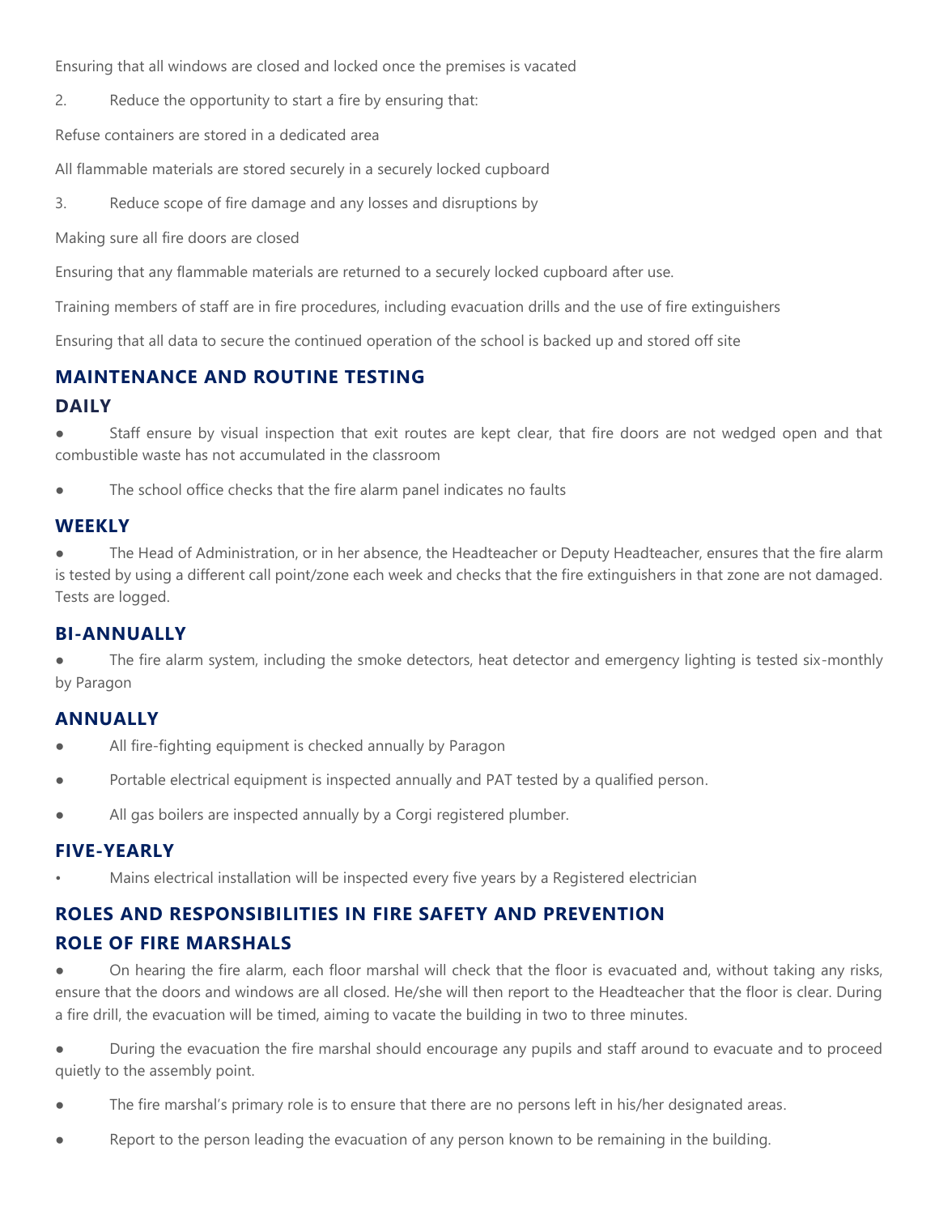Ensuring that all windows are closed and locked once the premises is vacated

2. Reduce the opportunity to start a fire by ensuring that:

Refuse containers are stored in a dedicated area

All flammable materials are stored securely in a securely locked cupboard

3. Reduce scope of fire damage and any losses and disruptions by

Making sure all fire doors are closed

Ensuring that any flammable materials are returned to a securely locked cupboard after use.

Training members of staff are in fire procedures, including evacuation drills and the use of fire extinguishers

Ensuring that all data to secure the continued operation of the school is backed up and stored off site

## MAINTENANCE AND ROUTINE TESTING

### DAILY

- Staff ensure by visual inspection that exit routes are kept clear, that fire doors are not wedged open and that combustible waste has not accumulated in the classroom
- The school office checks that the fire alarm panel indicates no faults

### WEEKLY

- The Head of Administration, or in her absence, the Headteacher or Deputy Headteacher, ensures that the fire alarm is tested by using a different call point/zone each week and checks that the fire extinguishers in that zone are not damaged. Tests are logged.

### BI-ANNUALLY

- The fire alarm system, including the smoke detectors, heat detector and emergency lighting is tested six-monthly by Paragon

### ANNUALLY

- All fire-fighting equipment is checked annually by Paragon
- Portable electrical equipment is inspected annually and PAT tested by a qualified person.
- All gas boilers are inspected annually by a Corgi registered plumber.

### FIVE-YEARLY

- Mains electrical installation will be inspected every five years by a Registered electrician

## ROLES AND RESPONSIBILITIES IN FIRE SAFETY AND PREVENTION

### ROLE OF FIRE MARSHALS

- On hearing the fire alarm, each floor marshal will check that the floor is evacuated and, without taking any risks, ensure that the doors and windows are all closed. He/she will then report to the Headteacher that the floor is clear. During a fire drill, the evacuation will be timed, aiming to vacate the building in two to three minutes.
- During the evacuation the fire marshal should encourage any pupils and staff around to evacuate and to proceed quietly to the assembly point.
- The fire marshal's primary role is to ensure that there are no persons left in his/her designated areas.
- Report to the person leading the evacuation of any person known to be remaining in the building.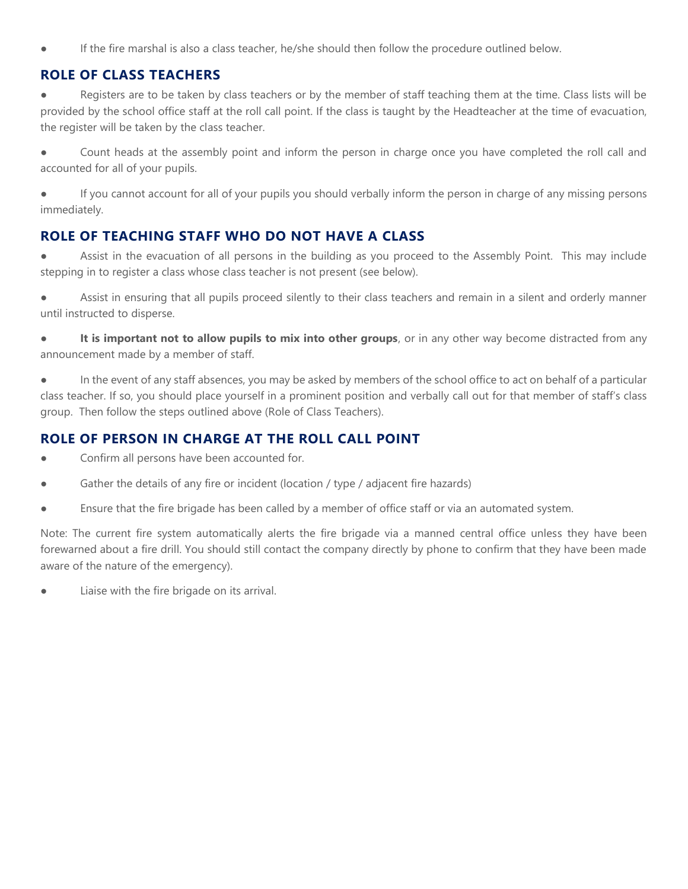- If the fire marshal is also a class teacher, he/she should then follow the procedure outlined below.

## ROLE OF CLASS TEACHERS

- Registers are to be taken by class teachers or by the member of staff teaching them at the time. Class lists will be provided by the school office staff at the roll call point. If the class is taught by the Headteacher at the time of evacuation, the register will be taken by the class teacher.
- Count heads at the assembly point and inform the person in charge once you have completed the roll call and accounted for all of your pupils.
- If you cannot account for all of your pupils you should verbally inform the person in charge of any missing persons immediately.

## ROLE OF TEACHING STAFF WHO DO NOT HAVE A CLASS

- Assist in the evacuation of all persons in the building as you proceed to the Assembly Point. This may include stepping in to register a class whose class teacher is not present (see below).
- Assist in ensuring that all pupils proceed silently to their class teachers and remain in a silent and orderly manner until instructed to disperse.
- **It is important not to allow pupils to mix into other groups**, or in any other way become distracted from any announcement made by a member of staff.
- In the event of any staff absences, you may be asked by members of the school office to act on behalf of a particular class teacher. If so, you should place yourself in a prominent position and verbally call out for that member of staff's class group. Then follow the steps outlined above (Role of Class Teachers).

## ROLE OF PERSON IN CHARGE AT THE ROLL CALL POINT

- Confirm all persons have been accounted for.
- Gather the details of any fire or incident (location / type / adjacent fire hazards)
- Ensure that the fire brigade has been called by a member of office staff or via an automated system.

Note: The current fire system automatically alerts the fire brigade via a manned central office unless they have been forewarned about a fire drill. You should still contact the company directly by phone to confirm that they have been made aware of the nature of the emergency).

- Liaise with the fire brigade on its arrival.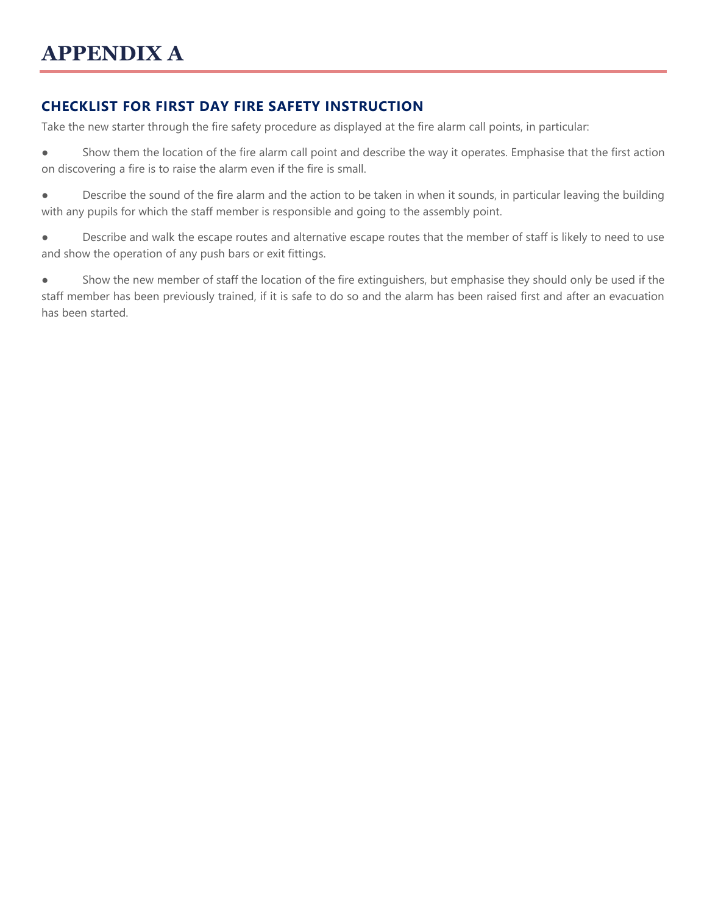# APPENDIX A

## CHECKLIST FOR FIRST DAY FIRE SAFETY INSTRUCTION

Take the new starter through the fire safety procedure as displayed at the fire alarm call points, in particular:

- Show them the location of the fire alarm call point and describe the way it operates. Emphasise that the first action on discovering a fire is to raise the alarm even if the fire is small.
- Describe the sound of the fire alarm and the action to be taken in when it sounds, in particular leaving the building with any pupils for which the staff member is responsible and going to the assembly point.
- Describe and walk the escape routes and alternative escape routes that the member of staff is likely to need to use and show the operation of any push bars or exit fittings.
- Show the new member of staff the location of the fire extinguishers, but emphasise they should only be used if the staff member has been previously trained, if it is safe to do so and the alarm has been raised first and after an evacuation has been started.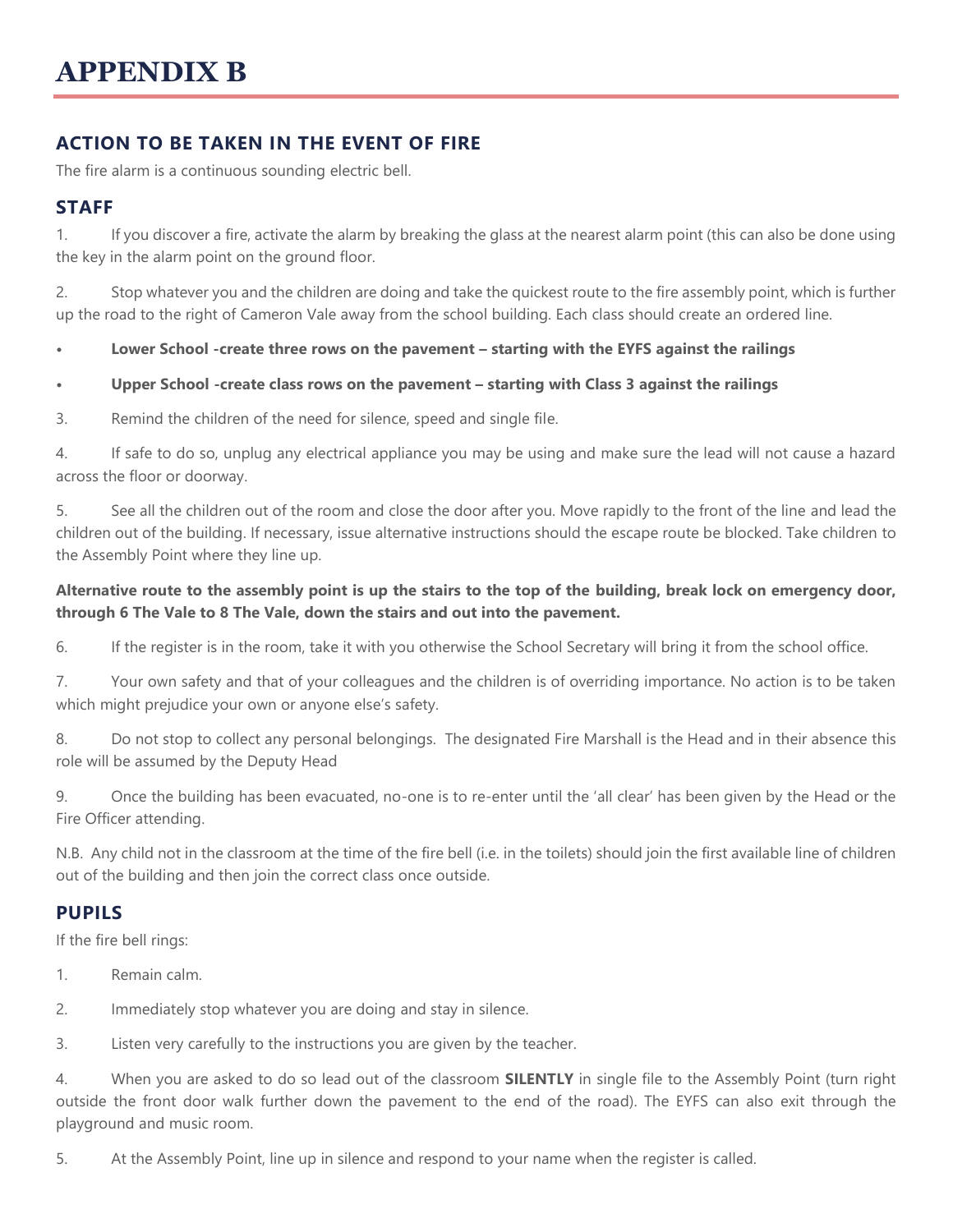# APPENDIX B

## ACTION TO BE TAKEN IN THE EVENT OF FIRE

The fire alarm is a continuous sounding electric bell.

### STAFF

1. If you discover a fire, activate the alarm by breaking the glass at the nearest alarm point (this can also be done using the key in the alarm point on the ground floor.

2. Stop whatever you and the children are doing and take the quickest route to the fire assembly point, which is further up the road to the right of Cameron Vale away from the school building. Each class should create an ordered line.

- **Lower School -create three rows on the pavement – starting with the EYFS against the railings**
- **Upper School -create class rows on the pavement – starting with Class 3 against the railings**

3. Remind the children of the need for silence, speed and single file.

4. If safe to do so, unplug any electrical appliance you may be using and make sure the lead will not cause a hazard across the floor or doorway.

5. See all the children out of the room and close the door after you. Move rapidly to the front of the line and lead the children out of the building. If necessary, issue alternative instructions should the escape route be blocked. Take children to the Assembly Point where they line up.

**Alternative route to the assembly point is up the stairs to the top of the building, break lock on emergency door, through 6 The Vale to 8 The Vale, down the stairs and out into the pavement.**

6. If the register is in the room, take it with you otherwise the School Secretary will bring it from the school office.

7. Your own safety and that of your colleagues and the children is of overriding importance. No action is to be taken which might prejudice your own or anyone else's safety.

8. Do not stop to collect any personal belongings. The designated Fire Marshall is the Head and in their absence this role will be assumed by the Deputy Head

9. Once the building has been evacuated, no-one is to re-enter until the 'all clear' has been given by the Head or the Fire Officer attending.

N.B. Any child not in the classroom at the time of the fire bell (i.e. in the toilets) should join the first available line of children out of the building and then join the correct class once outside.

### PUPILS

If the fire bell rings:

1. Remain calm.

2. Immediately stop whatever you are doing and stay in silence.

3. Listen very carefully to the instructions you are given by the teacher.

4. When you are asked to do so lead out of the classroom **SILENTLY** in single file to the Assembly Point (turn right outside the front door walk further down the pavement to the end of the road). The EYFS can also exit through the playground and music room.

5. At the Assembly Point, line up in silence and respond to your name when the register is called.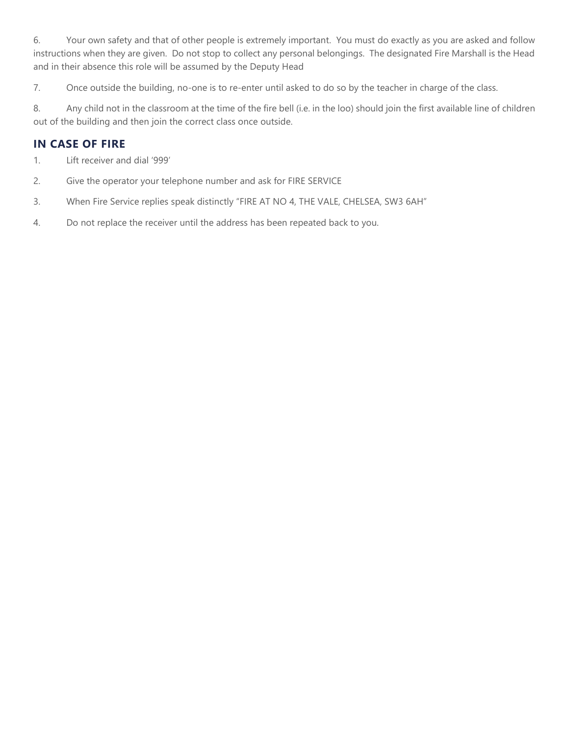6. Your own safety and that of other people is extremely important. You must do exactly as you are asked and follow instructions when they are given. Do not stop to collect any personal belongings. The designated Fire Marshall is the Head and in their absence this role will be assumed by the Deputy Head

7. Once outside the building, no-one is to re-enter until asked to do so by the teacher in charge of the class.

8. Any child not in the classroom at the time of the fire bell (i.e. in the loo) should join the first available line of children out of the building and then join the correct class once outside.

## IN CASE OF FIRE

1. Lift receiver and dial '999'
2. Give the operator your telephone number and ask for FIRE SERVICE
3. When Fire Service replies speak distinctly "FIRE AT NO 4, THE VALE, CHELSEA, SW3 6AH"
4. Do not replace the receiver until the address has been repeated back to you.